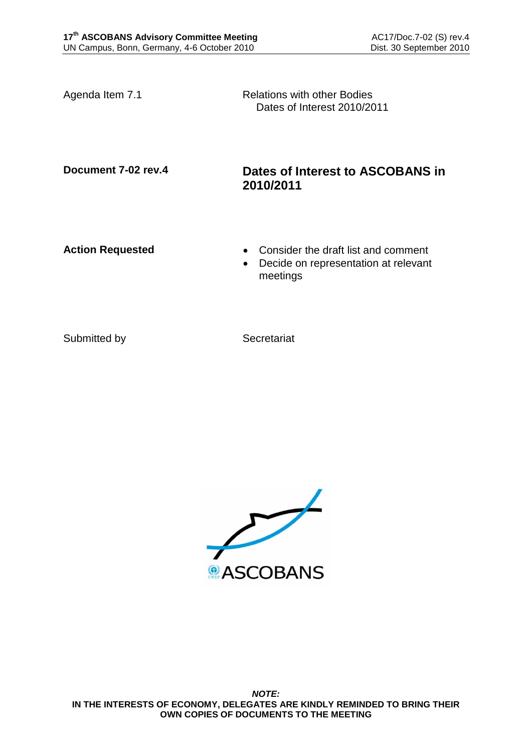**17th ASCOBANS Advisory Committee Meeting**
UN Campus, Bonn, Germany, 4-6 October 2010

AC17/Doc.7-02 (S) rev.4
Dist. 30 September 2010

| | |
|---|---|
| Agenda Item 7.1 | Relations with other Bodies<br>Dates of Interest 2010/2011 |
| **Document 7-02 rev.4** | **Dates of Interest to ASCOBANS in 2010/2011** |
| **Action Requested** | • Consider the draft list and comment<br>• Decide on representation at relevant meetings |
| Submitted by | Secretariat |

ASCOBANS

***NOTE:***
**IN THE INTERESTS OF ECONOMY, DELEGATES ARE KINDLY REMINDED TO BRING THEIR OWN COPIES OF DOCUMENTS TO THE MEETING**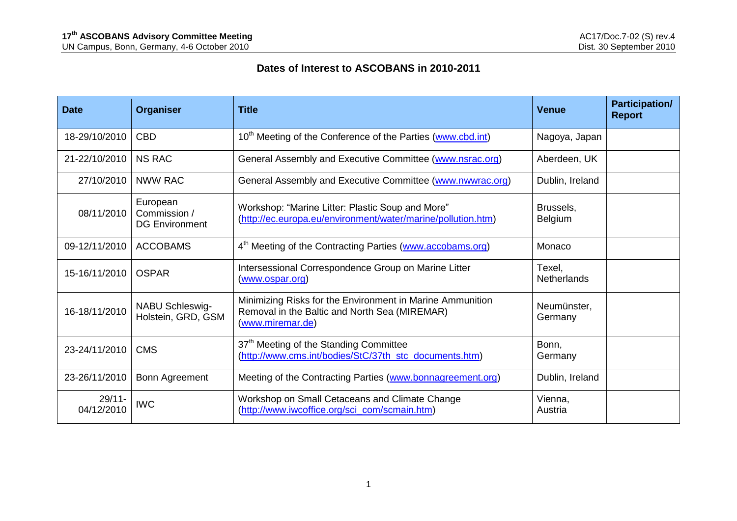# Dates of Interest to ASCOBANS in 2010-2011

| Date | Organiser | Title | Venue | Participation/ Report |
|---|---|---|---|---|
| 18-29/10/2010 | CBD | 10th Meeting of the Conference of the Parties (www.cbd.int) | Nagoya, Japan | |
| 21-22/10/2010 | NS RAC | General Assembly and Executive Committee (www.nsrac.org) | Aberdeen, UK | |
| 27/10/2010 | NWW RAC | General Assembly and Executive Committee (www.nwwrac.org) | Dublin, Ireland | |
| 08/11/2010 | European Commission / DG Environment | Workshop: "Marine Litter: Plastic Soup and More" (http://ec.europa.eu/environment/water/marine/pollution.htm) | Brussels, Belgium | |
| 09-12/11/2010 | ACCOBAMS | 4th Meeting of the Contracting Parties (www.accobams.org) | Monaco | |
| 15-16/11/2010 | OSPAR | Intersessional Correspondence Group on Marine Litter (www.ospar.org) | Texel, Netherlands | |
| 16-18/11/2010 | NABU Schleswig-Holstein, GRD, GSM | Minimizing Risks for the Environment in Marine Ammunition Removal in the Baltic and North Sea (MIREMAR) (www.miremar.de) | Neumünster, Germany | |
| 23-24/11/2010 | CMS | 37th Meeting of the Standing Committee (http://www.cms.int/bodies/StC/37th_stc_documents.htm) | Bonn, Germany | |
| 23-26/11/2010 | Bonn Agreement | Meeting of the Contracting Parties (www.bonnagreement.org) | Dublin, Ireland | |
| 29/11-04/12/2010 | IWC | Workshop on Small Cetaceans and Climate Change (http://www.iwcoffice.org/sci_com/scmain.htm) | Vienna, Austria | |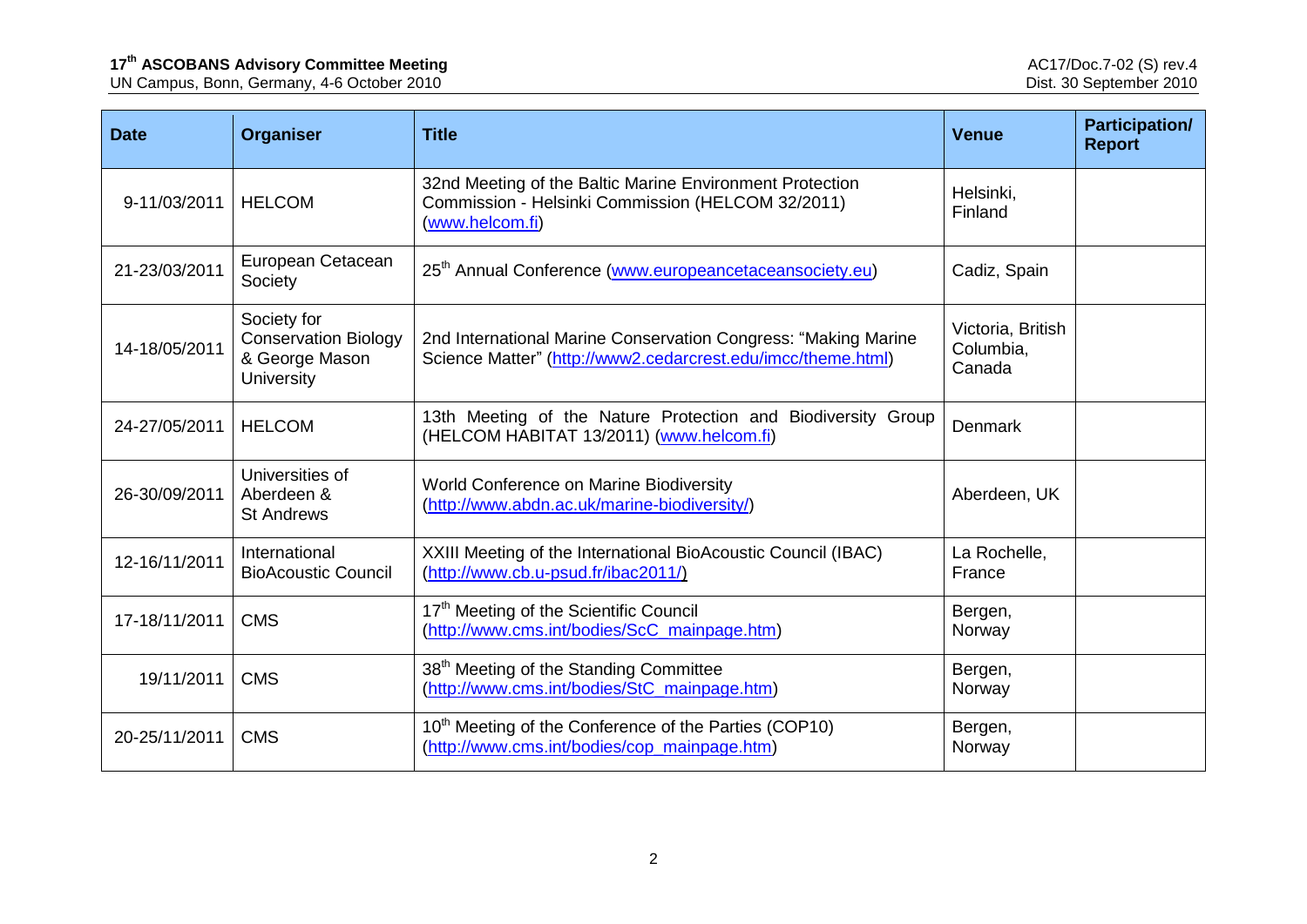| Date | Organiser | Title | Venue | Participation/ Report |
| --- | --- | --- | --- | --- |
| 9-11/03/2011 | HELCOM | 32nd Meeting of the Baltic Marine Environment Protection Commission - Helsinki Commission (HELCOM 32/2011) (www.helcom.fi) | Helsinki, Finland | |
| 21-23/03/2011 | European Cetacean Society | 25th Annual Conference (www.europeancetaceansociety.eu) | Cadiz, Spain | |
| 14-18/05/2011 | Society for Conservation Biology & George Mason University | 2nd International Marine Conservation Congress: “Making Marine Science Matter” (http://www2.cedarcrest.edu/imcc/theme.html) | Victoria, British Columbia, Canada | |
| 24-27/05/2011 | HELCOM | 13th Meeting of the Nature Protection and Biodiversity Group (HELCOM HABITAT 13/2011) (www.helcom.fi) | Denmark | |
| 26-30/09/2011 | Universities of Aberdeen & St Andrews | World Conference on Marine Biodiversity (http://www.abdn.ac.uk/marine-biodiversity/) | Aberdeen, UK | |
| 12-16/11/2011 | International BioAcoustic Council | XXIII Meeting of the International BioAcoustic Council (IBAC) (http://www.cb.u-psud.fr/ibac2011/) | La Rochelle, France | |
| 17-18/11/2011 | CMS | 17th Meeting of the Scientific Council (http://www.cms.int/bodies/ScC_mainpage.htm) | Bergen, Norway | |
| 19/11/2011 | CMS | 38th Meeting of the Standing Committee (http://www.cms.int/bodies/StC_mainpage.htm) | Bergen, Norway | |
| 20-25/11/2011 | CMS | 10th Meeting of the Conference of the Parties (COP10) (http://www.cms.int/bodies/cop_mainpage.htm) | Bergen, Norway | |